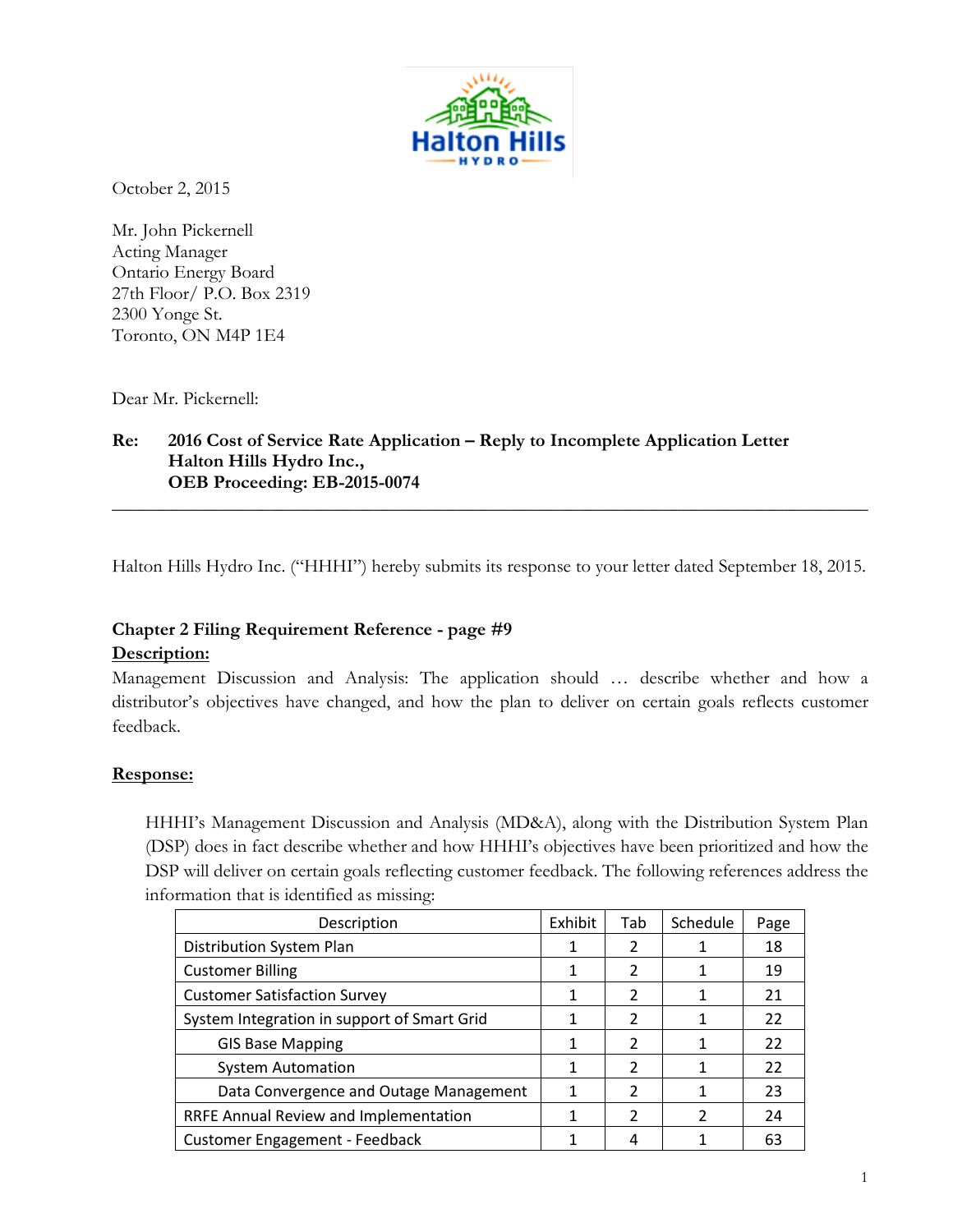October 2, 2015

Mr. John Pickernell
Acting Manager
Ontario Energy Board
27th Floor/ P.O. Box 2319
2300 Yonge St.
Toronto, ON M4P 1E4

Dear Mr. Pickernell:

**Re: 2016 Cost of Service Rate Application – Reply to Incomplete Application Letter**
**Halton Hills Hydro Inc.,**
**OEB Proceeding: EB-2015-0074**

---

Halton Hills Hydro Inc. ("HHHI") hereby submits its response to your letter dated September 18, 2015.

**Chapter 2 Filing Requirement Reference - page #9**

**Description:**

Management Discussion and Analysis: The application should … describe whether and how a distributor's objectives have changed, and how the plan to deliver on certain goals reflects customer feedback.

**Response:**

HHHI's Management Discussion and Analysis (MD&A), along with the Distribution System Plan (DSP) does in fact describe whether and how HHHI's objectives have been prioritized and how the DSP will deliver on certain goals reflecting customer feedback. The following references address the information that is identified as missing:

| Description | Exhibit | Tab | Schedule | Page |
|---|---|---|---|---|
| Distribution System Plan | 1 | 2 | 1 | 18 |
| Customer Billing | 1 | 2 | 1 | 19 |
| Customer Satisfaction Survey | 1 | 2 | 1 | 21 |
| System Integration in support of Smart Grid | 1 | 2 | 1 | 22 |
| GIS Base Mapping | 1 | 2 | 1 | 22 |
| System Automation | 1 | 2 | 1 | 22 |
| Data Convergence and Outage Management | 1 | 2 | 1 | 23 |
| RRFE Annual Review and Implementation | 1 | 2 | 2 | 24 |
| Customer Engagement - Feedback | 1 | 4 | 1 | 63 |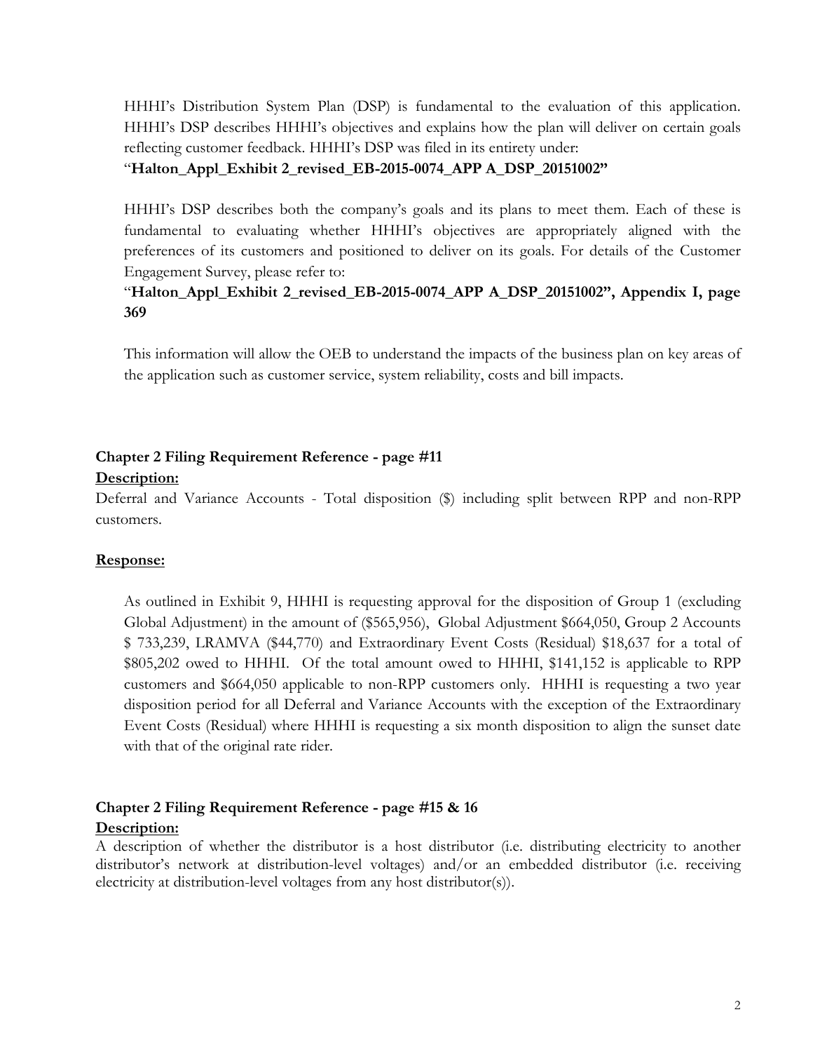HHHI's Distribution System Plan (DSP) is fundamental to the evaluation of this application. HHHI's DSP describes HHHI's objectives and explains how the plan will deliver on certain goals reflecting customer feedback. HHHI's DSP was filed in its entirety under:

"**Halton_Appl_Exhibit 2_revised_EB-2015-0074_APP A_DSP_20151002"**

HHHI's DSP describes both the company's goals and its plans to meet them. Each of these is fundamental to evaluating whether HHHI's objectives are appropriately aligned with the preferences of its customers and positioned to deliver on its goals. For details of the Customer Engagement Survey, please refer to:

"**Halton_Appl_Exhibit 2_revised_EB-2015-0074_APP A_DSP_20151002", Appendix I, page 369**

This information will allow the OEB to understand the impacts of the business plan on key areas of the application such as customer service, system reliability, costs and bill impacts.

**Chapter 2 Filing Requirement Reference - page #11**

**Description:**

Deferral and Variance Accounts - Total disposition ($) including split between RPP and non-RPP customers.

**Response:**

As outlined in Exhibit 9, HHHI is requesting approval for the disposition of Group 1 (excluding Global Adjustment) in the amount of ($565,956), Global Adjustment $664,050, Group 2 Accounts $ 733,239, LRAMVA ($44,770) and Extraordinary Event Costs (Residual) $18,637 for a total of $805,202 owed to HHHI. Of the total amount owed to HHHI, $141,152 is applicable to RPP customers and $664,050 applicable to non-RPP customers only. HHHI is requesting a two year disposition period for all Deferral and Variance Accounts with the exception of the Extraordinary Event Costs (Residual) where HHHI is requesting a six month disposition to align the sunset date with that of the original rate rider.

**Chapter 2 Filing Requirement Reference - page #15 & 16**

**Description:**

A description of whether the distributor is a host distributor (i.e. distributing electricity to another distributor's network at distribution-level voltages) and/or an embedded distributor (i.e. receiving electricity at distribution-level voltages from any host distributor(s)).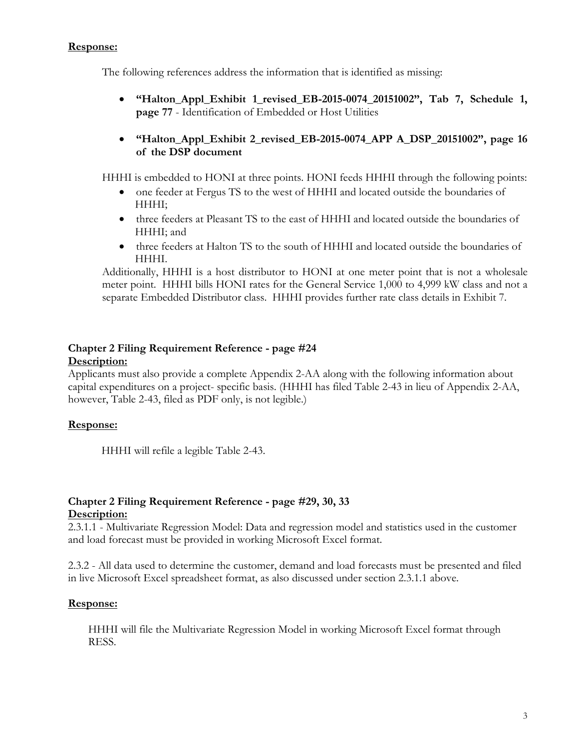**Response:**

The following references address the information that is identified as missing:

- **"Halton_Appl_Exhibit 1_revised_EB-2015-0074_20151002", Tab 7, Schedule 1, page 77** - Identification of Embedded or Host Utilities

- **"Halton_Appl_Exhibit 2_revised_EB-2015-0074_APP A_DSP_20151002", page 16 of the DSP document**

HHHI is embedded to HONI at three points. HONI feeds HHHI through the following points:

- one feeder at Fergus TS to the west of HHHI and located outside the boundaries of HHHI;
- three feeders at Pleasant TS to the east of HHHI and located outside the boundaries of HHHI; and
- three feeders at Halton TS to the south of HHHI and located outside the boundaries of HHHI.

Additionally, HHHI is a host distributor to HONI at one meter point that is not a wholesale meter point. HHHI bills HONI rates for the General Service 1,000 to 4,999 kW class and not a separate Embedded Distributor class. HHHI provides further rate class details in Exhibit 7.

**Chapter 2 Filing Requirement Reference - page #24**

**Description:**

Applicants must also provide a complete Appendix 2-AA along with the following information about capital expenditures on a project- specific basis. (HHHI has filed Table 2-43 in lieu of Appendix 2-AA, however, Table 2-43, filed as PDF only, is not legible.)

**Response:**

HHHI will refile a legible Table 2-43.

**Chapter 2 Filing Requirement Reference - page #29, 30, 33**

**Description:**

2.3.1.1 - Multivariate Regression Model: Data and regression model and statistics used in the customer and load forecast must be provided in working Microsoft Excel format.

2.3.2 - All data used to determine the customer, demand and load forecasts must be presented and filed in live Microsoft Excel spreadsheet format, as also discussed under section 2.3.1.1 above.

**Response:**

HHHI will file the Multivariate Regression Model in working Microsoft Excel format through RESS.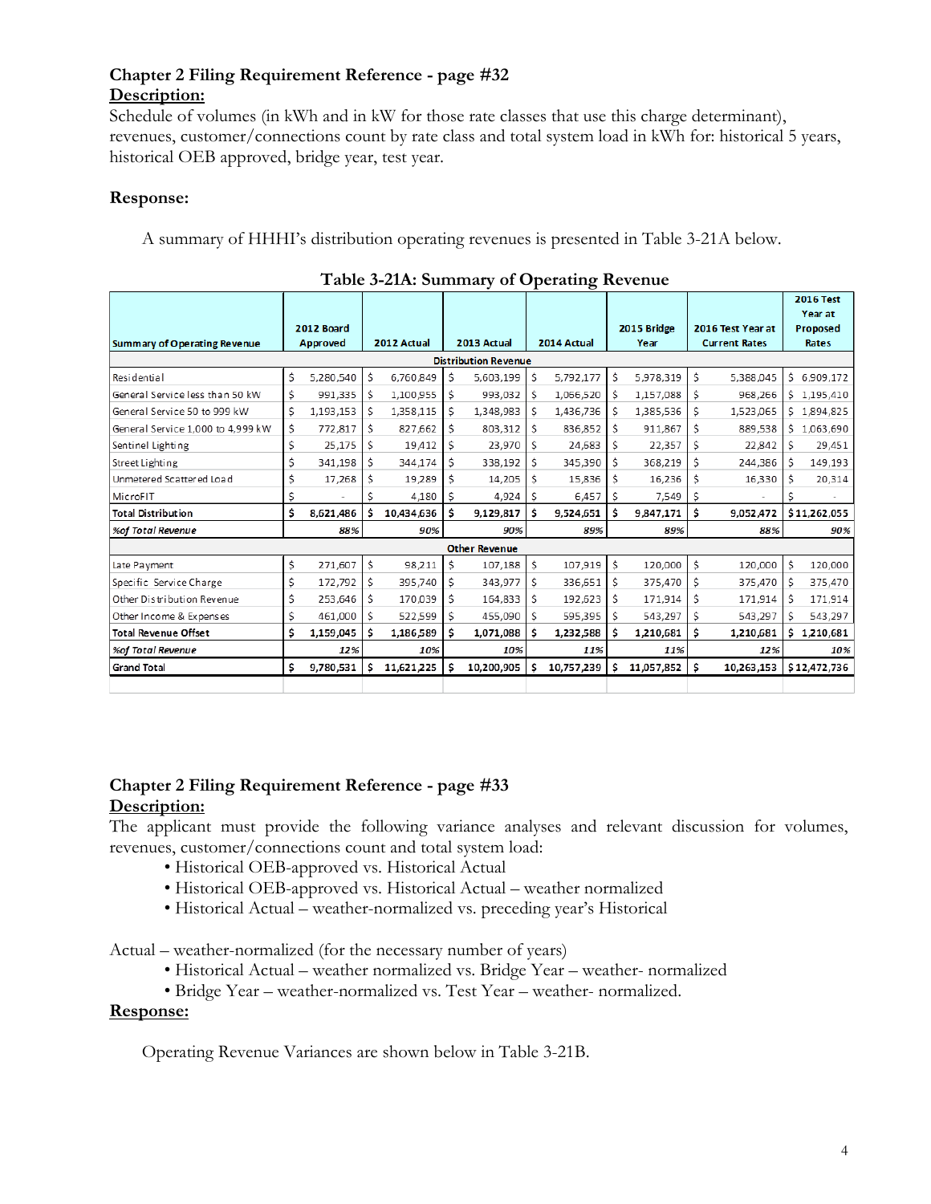**Chapter 2 Filing Requirement Reference - page #32**
**Description:**
Schedule of volumes (in kWh and in kW for those rate classes that use this charge determinant), revenues, customer/connections count by rate class and total system load in kWh for: historical 5 years, historical OEB approved, bridge year, test year.

**Response:**

A summary of HHHI's distribution operating revenues is presented in Table 3-21A below.

**Table 3-21A: Summary of Operating Revenue**

| Summary of Operating Revenue | 2012 Board Approved | 2012 Actual | 2013 Actual | 2014 Actual | 2015 Bridge Year | 2016 Test Year at Current Rates | 2016 Test Year at Proposed Rates |
|---|---|---|---|---|---|---|---|
| **Distribution Revenue** | | | | | | | |
| Residential | $ 5,280,540 | $ 6,760,849 | $ 5,603,199 | $ 5,792,177 | $ 5,978,319 | $ 5,388,045 | $ 6,909,172 |
| General Service less than 50 kW | $ 991,335 | $ 1,100,955 | $ 993,032 | $ 1,066,520 | $ 1,157,088 | $ 968,266 | $ 1,195,410 |
| General Service 50 to 999 kW | $ 1,193,153 | $ 1,358,115 | $ 1,348,983 | $ 1,436,736 | $ 1,385,536 | $ 1,523,065 | $ 1,894,825 |
| General Service 1,000 to 4,999 kW | $ 772,817 | $ 827,662 | $ 803,312 | $ 836,852 | $ 911,867 | $ 889,538 | $ 1,063,690 |
| Sentinel Lighting | $ 25,175 | $ 19,412 | $ 23,970 | $ 24,683 | $ 22,357 | $ 22,842 | $ 29,451 |
| Street Lighting | $ 341,198 | $ 344,174 | $ 338,192 | $ 345,390 | $ 368,219 | $ 244,386 | $ 149,193 |
| Unmetered Scattered Load | $ 17,268 | $ 19,289 | $ 14,205 | $ 15,836 | $ 16,236 | $ 16,330 | $ 20,314 |
| MicroFIT | $ - | $ 4,180 | $ 4,924 | $ 6,457 | $ 7,549 | $ - | $ - |
| **Total Distribution** | **$ 8,621,486** | **$ 10,434,636** | **$ 9,129,817** | **$ 9,524,651** | **$ 9,847,171** | **$ 9,052,472** | **$11,262,055** |
| ***%of Total Revenue*** | ***88%*** | ***90%*** | ***90%*** | ***89%*** | ***89%*** | ***88%*** | ***90%*** |
| **Other Revenue** | | | | | | | |
| Late Payment | $ 271,607 | $ 98,211 | $ 107,188 | $ 107,919 | $ 120,000 | $ 120,000 | $ 120,000 |
| Specific Service Charge | $ 172,792 | $ 395,740 | $ 343,977 | $ 336,651 | $ 375,470 | $ 375,470 | $ 375,470 |
| Other Distribution Revenue | $ 253,646 | $ 170,039 | $ 164,833 | $ 192,623 | $ 171,914 | $ 171,914 | $ 171,914 |
| Other Income & Expenses | $ 461,000 | $ 522,599 | $ 455,090 | $ 595,395 | $ 543,297 | $ 543,297 | $ 543,297 |
| **Total Revenue Offset** | **$ 1,159,045** | **$ 1,186,589** | **$ 1,071,088** | **$ 1,232,588** | **$ 1,210,681** | **$ 1,210,681** | **$ 1,210,681** |
| ***%of Total Revenue*** | ***12%*** | ***10%*** | ***10%*** | ***11%*** | ***11%*** | ***12%*** | ***10%*** |
| **Grand Total** | **$ 9,780,531** | **$ 11,621,225** | **$ 10,200,905** | **$ 10,757,239** | **$ 11,057,852** | **$ 10,263,153** | **$12,472,736** |

**Chapter 2 Filing Requirement Reference - page #33**
**Description:**
The applicant must provide the following variance analyses and relevant discussion for volumes, revenues, customer/connections count and total system load:

- Historical OEB-approved vs. Historical Actual
- Historical OEB-approved vs. Historical Actual – weather normalized
- Historical Actual – weather-normalized vs. preceding year's Historical

Actual – weather-normalized (for the necessary number of years)

- Historical Actual – weather normalized vs. Bridge Year – weather- normalized
- Bridge Year – weather-normalized vs. Test Year – weather- normalized.

**Response:**

Operating Revenue Variances are shown below in Table 3-21B.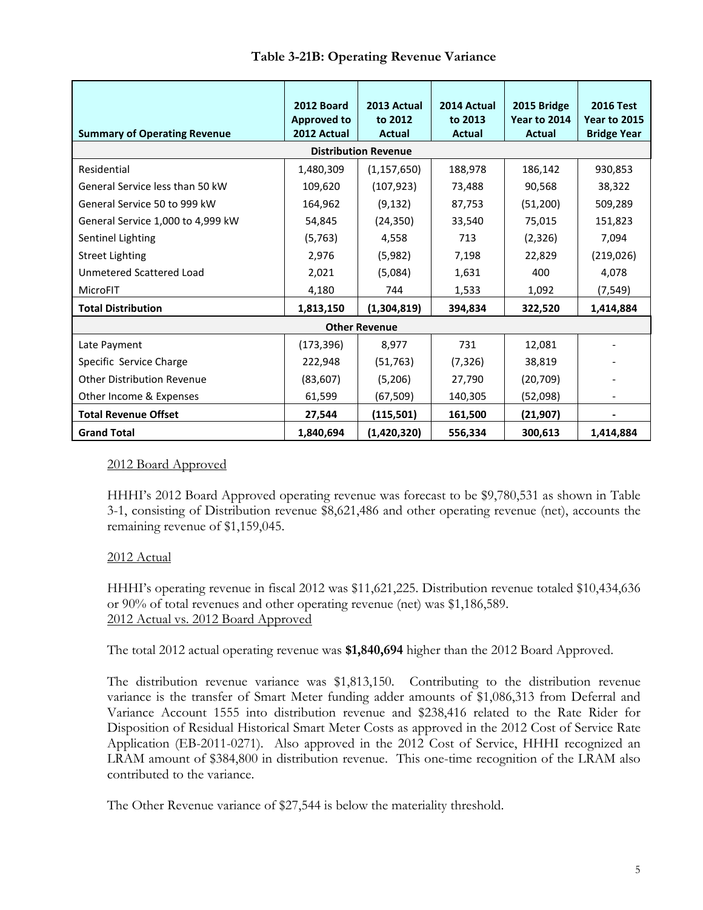**Table 3-21B: Operating Revenue Variance**

| Summary of Operating Revenue | 2012 Board Approved to 2012 Actual | 2013 Actual to 2012 Actual | 2014 Actual to 2013 Actual | 2015 Bridge Year to 2014 Actual | 2016 Test Year to 2015 Bridge Year |
|---|---|---|---|---|---|
| **Distribution Revenue** | | | | | |
| Residential | 1,480,309 | (1,157,650) | 188,978 | 186,142 | 930,853 |
| General Service less than 50 kW | 109,620 | (107,923) | 73,488 | 90,568 | 38,322 |
| General Service 50 to 999 kW | 164,962 | (9,132) | 87,753 | (51,200) | 509,289 |
| General Service 1,000 to 4,999 kW | 54,845 | (24,350) | 33,540 | 75,015 | 151,823 |
| Sentinel Lighting | (5,763) | 4,558 | 713 | (2,326) | 7,094 |
| Street Lighting | 2,976 | (5,982) | 7,198 | 22,829 | (219,026) |
| Unmetered Scattered Load | 2,021 | (5,084) | 1,631 | 400 | 4,078 |
| MicroFIT | 4,180 | 744 | 1,533 | 1,092 | (7,549) |
| **Total Distribution** | **1,813,150** | **(1,304,819)** | **394,834** | **322,520** | **1,414,884** |
| **Other Revenue** | | | | | |
| Late Payment | (173,396) | 8,977 | 731 | 12,081 | - |
| Specific Service Charge | 222,948 | (51,763) | (7,326) | 38,819 | - |
| Other Distribution Revenue | (83,607) | (5,206) | 27,790 | (20,709) | - |
| Other Income & Expenses | 61,599 | (67,509) | 140,305 | (52,098) | - |
| **Total Revenue Offset** | **27,544** | **(115,501)** | **161,500** | **(21,907)** | **-** |
| **Grand Total** | **1,840,694** | **(1,420,320)** | **556,334** | **300,613** | **1,414,884** |

2012 Board Approved

HHHI's 2012 Board Approved operating revenue was forecast to be $9,780,531 as shown in Table 3-1, consisting of Distribution revenue $8,621,486 and other operating revenue (net), accounts the remaining revenue of $1,159,045.

2012 Actual

HHHI's operating revenue in fiscal 2012 was $11,621,225. Distribution revenue totaled $10,434,636 or 90% of total revenues and other operating revenue (net) was $1,186,589.

2012 Actual vs. 2012 Board Approved

The total 2012 actual operating revenue was **$1,840,694** higher than the 2012 Board Approved.

The distribution revenue variance was $1,813,150. Contributing to the distribution revenue variance is the transfer of Smart Meter funding adder amounts of $1,086,313 from Deferral and Variance Account 1555 into distribution revenue and $238,416 related to the Rate Rider for Disposition of Residual Historical Smart Meter Costs as approved in the 2012 Cost of Service Rate Application (EB-2011-0271). Also approved in the 2012 Cost of Service, HHHI recognized an LRAM amount of $384,800 in distribution revenue. This one-time recognition of the LRAM also contributed to the variance.

The Other Revenue variance of $27,544 is below the materiality threshold.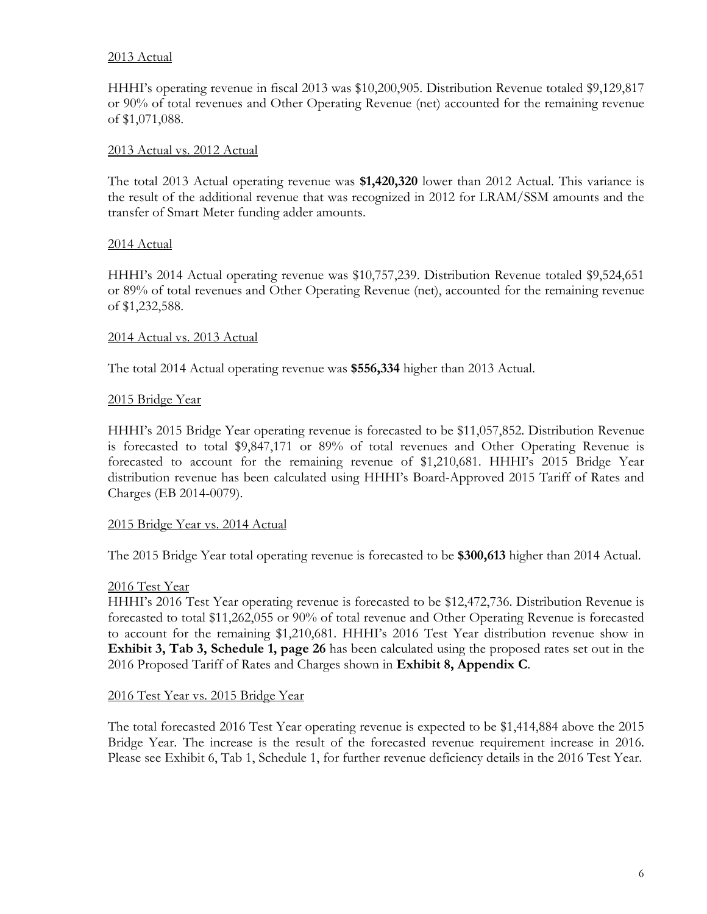<u>2013 Actual</u>

HHHI's operating revenue in fiscal 2013 was $10,200,905. Distribution Revenue totaled $9,129,817 or 90% of total revenues and Other Operating Revenue (net) accounted for the remaining revenue of $1,071,088.

<u>2013 Actual vs. 2012 Actual</u>

The total 2013 Actual operating revenue was **$1,420,320** lower than 2012 Actual. This variance is the result of the additional revenue that was recognized in 2012 for LRAM/SSM amounts and the transfer of Smart Meter funding adder amounts.

<u>2014 Actual</u>

HHHI's 2014 Actual operating revenue was $10,757,239. Distribution Revenue totaled $9,524,651 or 89% of total revenues and Other Operating Revenue (net), accounted for the remaining revenue of $1,232,588.

<u>2014 Actual vs. 2013 Actual</u>

The total 2014 Actual operating revenue was **$556,334** higher than 2013 Actual.

<u>2015 Bridge Year</u>

HHHI's 2015 Bridge Year operating revenue is forecasted to be $11,057,852. Distribution Revenue is forecasted to total $9,847,171 or 89% of total revenues and Other Operating Revenue is forecasted to account for the remaining revenue of $1,210,681. HHHI's 2015 Bridge Year distribution revenue has been calculated using HHHI's Board-Approved 2015 Tariff of Rates and Charges (EB 2014-0079).

<u>2015 Bridge Year vs. 2014 Actual</u>

The 2015 Bridge Year total operating revenue is forecasted to be **$300,613** higher than 2014 Actual.

<u>2016 Test Year</u>

HHHI's 2016 Test Year operating revenue is forecasted to be $12,472,736. Distribution Revenue is forecasted to total $11,262,055 or 90% of total revenue and Other Operating Revenue is forecasted to account for the remaining $1,210,681. HHHI's 2016 Test Year distribution revenue show in **Exhibit 3, Tab 3, Schedule 1, page 26** has been calculated using the proposed rates set out in the 2016 Proposed Tariff of Rates and Charges shown in **Exhibit 8, Appendix C**.

<u>2016 Test Year vs. 2015 Bridge Year</u>

The total forecasted 2016 Test Year operating revenue is expected to be $1,414,884 above the 2015 Bridge Year. The increase is the result of the forecasted revenue requirement increase in 2016. Please see Exhibit 6, Tab 1, Schedule 1, for further revenue deficiency details in the 2016 Test Year.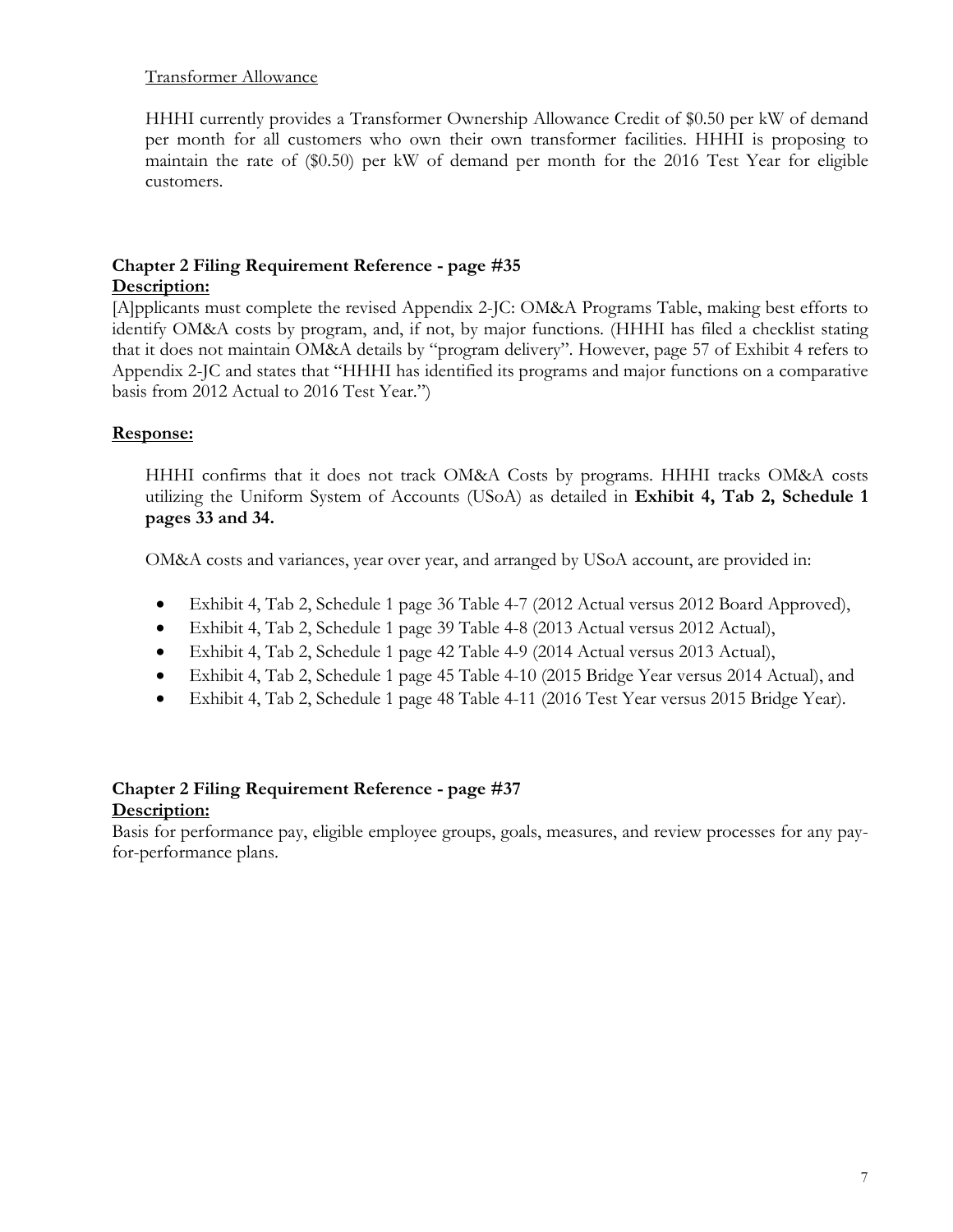<u>Transformer Allowance</u>

HHHI currently provides a Transformer Ownership Allowance Credit of $0.50 per kW of demand per month for all customers who own their own transformer facilities. HHHI is proposing to maintain the rate of ($0.50) per kW of demand per month for the 2016 Test Year for eligible customers.

**Chapter 2 Filing Requirement Reference - page #35**

**<u>Description:</u>**

[A]pplicants must complete the revised Appendix 2-JC: OM&A Programs Table, making best efforts to identify OM&A costs by program, and, if not, by major functions. (HHHI has filed a checklist stating that it does not maintain OM&A details by "program delivery". However, page 57 of Exhibit 4 refers to Appendix 2-JC and states that "HHHI has identified its programs and major functions on a comparative basis from 2012 Actual to 2016 Test Year.")

**<u>Response:</u>**

HHHI confirms that it does not track OM&A Costs by programs. HHHI tracks OM&A costs utilizing the Uniform System of Accounts (USoA) as detailed in **Exhibit 4, Tab 2, Schedule 1 pages 33 and 34.**

OM&A costs and variances, year over year, and arranged by USoA account, are provided in:

- Exhibit 4, Tab 2, Schedule 1 page 36 Table 4-7 (2012 Actual versus 2012 Board Approved),
- Exhibit 4, Tab 2, Schedule 1 page 39 Table 4-8 (2013 Actual versus 2012 Actual),
- Exhibit 4, Tab 2, Schedule 1 page 42 Table 4-9 (2014 Actual versus 2013 Actual),
- Exhibit 4, Tab 2, Schedule 1 page 45 Table 4-10 (2015 Bridge Year versus 2014 Actual), and
- Exhibit 4, Tab 2, Schedule 1 page 48 Table 4-11 (2016 Test Year versus 2015 Bridge Year).

**Chapter 2 Filing Requirement Reference - page #37**

**<u>Description:</u>**

Basis for performance pay, eligible employee groups, goals, measures, and review processes for any pay-for-performance plans.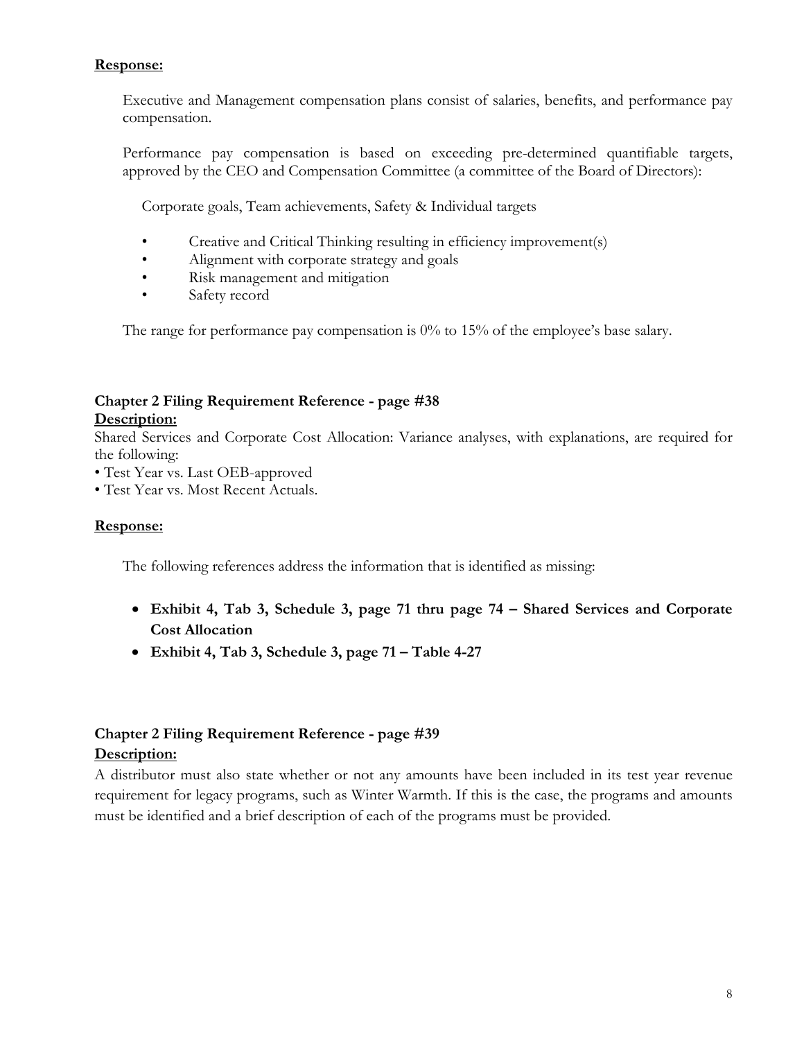**Response:**

Executive and Management compensation plans consist of salaries, benefits, and performance pay compensation.

Performance pay compensation is based on exceeding pre-determined quantifiable targets, approved by the CEO and Compensation Committee (a committee of the Board of Directors):

Corporate goals, Team achievements, Safety & Individual targets

- Creative and Critical Thinking resulting in efficiency improvement(s)
- Alignment with corporate strategy and goals
- Risk management and mitigation
- Safety record

The range for performance pay compensation is 0% to 15% of the employee's base salary.

**Chapter 2 Filing Requirement Reference - page #38**

**Description:**

Shared Services and Corporate Cost Allocation: Variance analyses, with explanations, are required for the following:

- Test Year vs. Last OEB-approved
- Test Year vs. Most Recent Actuals.

**Response:**

The following references address the information that is identified as missing:

- **Exhibit 4, Tab 3, Schedule 3, page 71 thru page 74 – Shared Services and Corporate Cost Allocation**
- **Exhibit 4, Tab 3, Schedule 3, page 71 – Table 4-27**

**Chapter 2 Filing Requirement Reference - page #39**

**Description:**

A distributor must also state whether or not any amounts have been included in its test year revenue requirement for legacy programs, such as Winter Warmth. If this is the case, the programs and amounts must be identified and a brief description of each of the programs must be provided.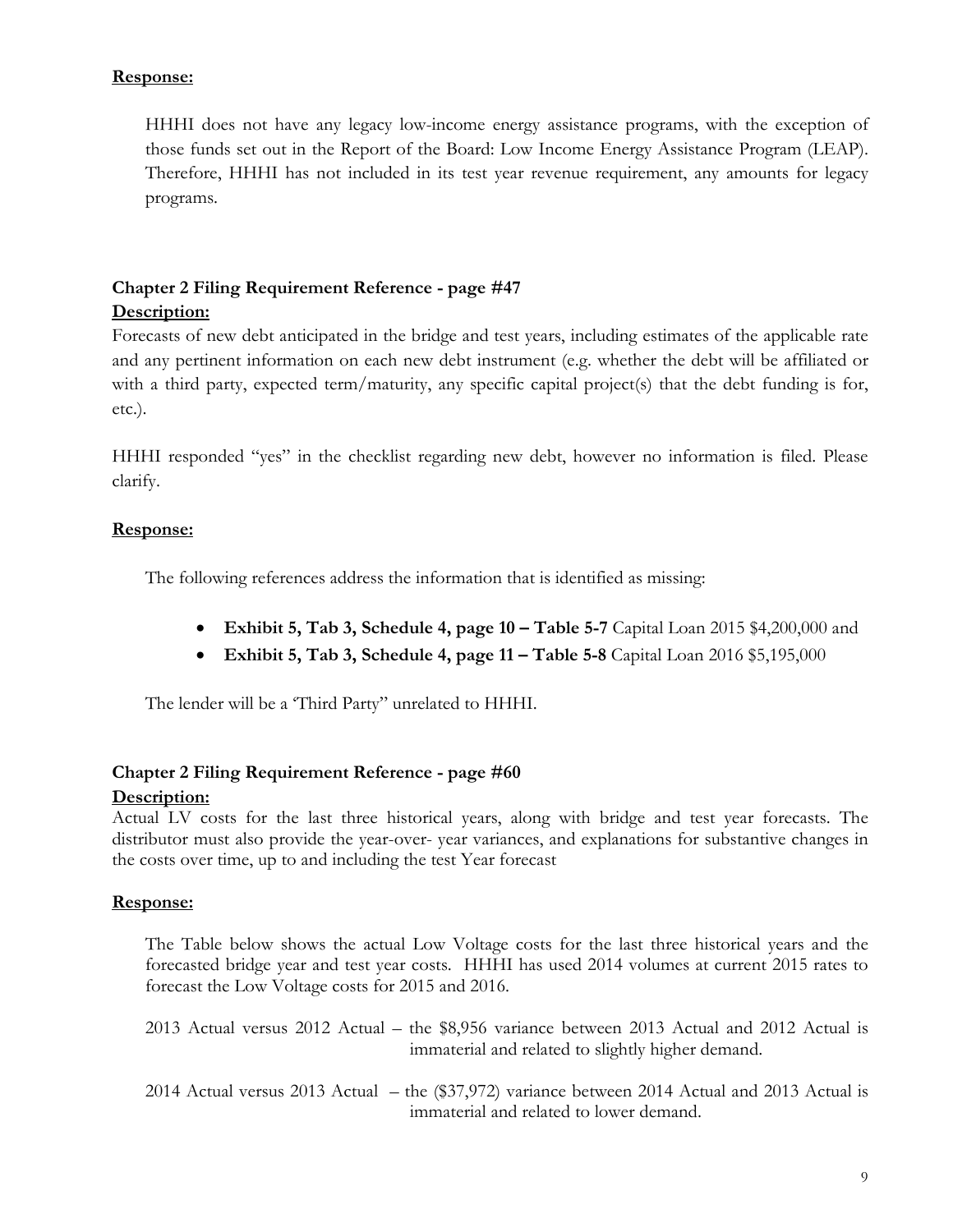**Response:**

HHHI does not have any legacy low-income energy assistance programs, with the exception of those funds set out in the Report of the Board: Low Income Energy Assistance Program (LEAP). Therefore, HHHI has not included in its test year revenue requirement, any amounts for legacy programs.

### Chapter 2 Filing Requirement Reference - page #47

**Description:**

Forecasts of new debt anticipated in the bridge and test years, including estimates of the applicable rate and any pertinent information on each new debt instrument (e.g. whether the debt will be affiliated or with a third party, expected term/maturity, any specific capital project(s) that the debt funding is for, etc.).

HHHI responded "yes" in the checklist regarding new debt, however no information is filed. Please clarify.

**Response:**

The following references address the information that is identified as missing:

- **Exhibit 5, Tab 3, Schedule 4, page 10 – Table 5-7** Capital Loan 2015 $4,200,000 and
- **Exhibit 5, Tab 3, Schedule 4, page 11 – Table 5-8** Capital Loan 2016 $5,195,000

The lender will be a 'Third Party" unrelated to HHHI.

### Chapter 2 Filing Requirement Reference - page #60

**Description:**

Actual LV costs for the last three historical years, along with bridge and test year forecasts. The distributor must also provide the year-over- year variances, and explanations for substantive changes in the costs over time, up to and including the test Year forecast

**Response:**

The Table below shows the actual Low Voltage costs for the last three historical years and the forecasted bridge year and test year costs. HHHI has used 2014 volumes at current 2015 rates to forecast the Low Voltage costs for 2015 and 2016.

2013 Actual versus 2012 Actual – the $8,956 variance between 2013 Actual and 2012 Actual is immaterial and related to slightly higher demand.

2014 Actual versus 2013 Actual – the ($37,972) variance between 2014 Actual and 2013 Actual is immaterial and related to lower demand.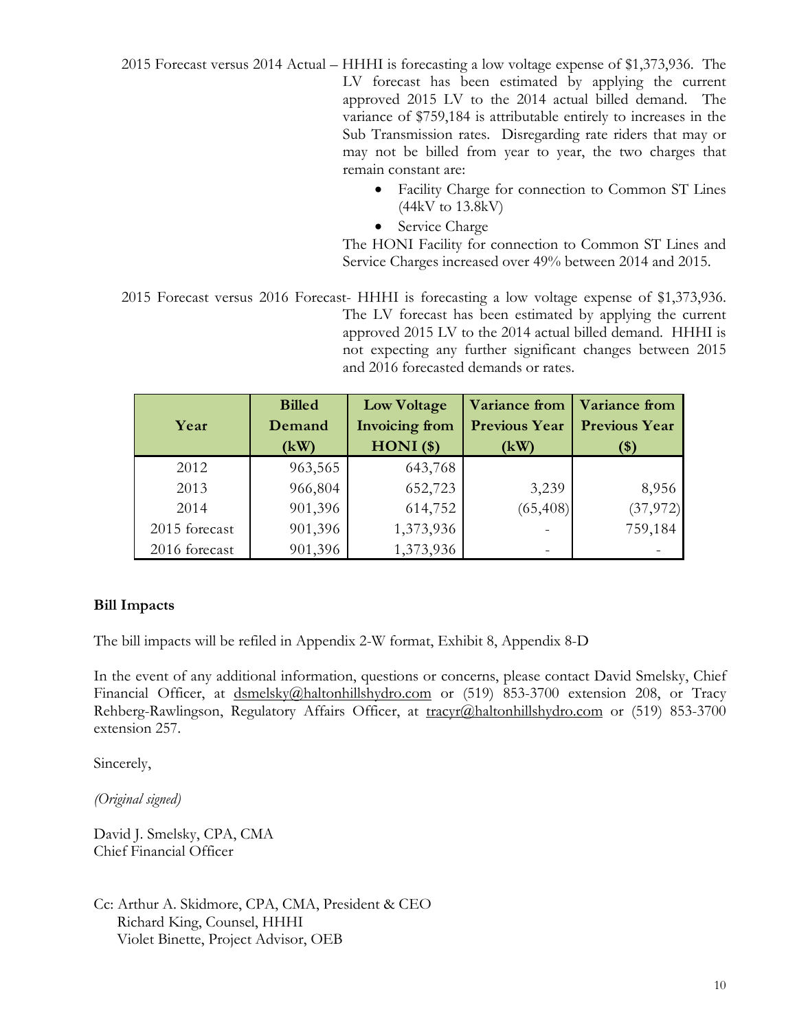2015 Forecast versus 2014 Actual – HHHI is forecasting a low voltage expense of $1,373,936. The LV forecast has been estimated by applying the current approved 2015 LV to the 2014 actual billed demand. The variance of $759,184 is attributable entirely to increases in the Sub Transmission rates. Disregarding rate riders that may or may not be billed from year to year, the two charges that remain constant are:

- Facility Charge for connection to Common ST Lines (44kV to 13.8kV)
- Service Charge

The HONI Facility for connection to Common ST Lines and Service Charges increased over 49% between 2014 and 2015.

2015 Forecast versus 2016 Forecast- HHHI is forecasting a low voltage expense of $1,373,936. The LV forecast has been estimated by applying the current approved 2015 LV to the 2014 actual billed demand. HHHI is not expecting any further significant changes between 2015 and 2016 forecasted demands or rates.

| Year | Billed Demand (kW) | Low Voltage Invoicing from HONI ($) | Variance from Previous Year (kW) | Variance from Previous Year ($) |
|---|---|---|---|---|
| 2012 | 963,565 | 643,768 | | |
| 2013 | 966,804 | 652,723 | 3,239 | 8,956 |
| 2014 | 901,396 | 614,752 | (65,408) | (37,972) |
| 2015 forecast | 901,396 | 1,373,936 | - | 759,184 |
| 2016 forecast | 901,396 | 1,373,936 | - | - |

**Bill Impacts**

The bill impacts will be refiled in Appendix 2-W format, Exhibit 8, Appendix 8-D

In the event of any additional information, questions or concerns, please contact David Smelsky, Chief Financial Officer, at dsmelsky@haltonhillshydro.com or (519) 853-3700 extension 208, or Tracy Rehberg-Rawlingson, Regulatory Affairs Officer, at tracyr@haltonhillshydro.com or (519) 853-3700 extension 257.

Sincerely,

*(Original signed)*

David J. Smelsky, CPA, CMA
Chief Financial Officer

Cc: Arthur A. Skidmore, CPA, CMA, President & CEO
Richard King, Counsel, HHHI
Violet Binette, Project Advisor, OEB